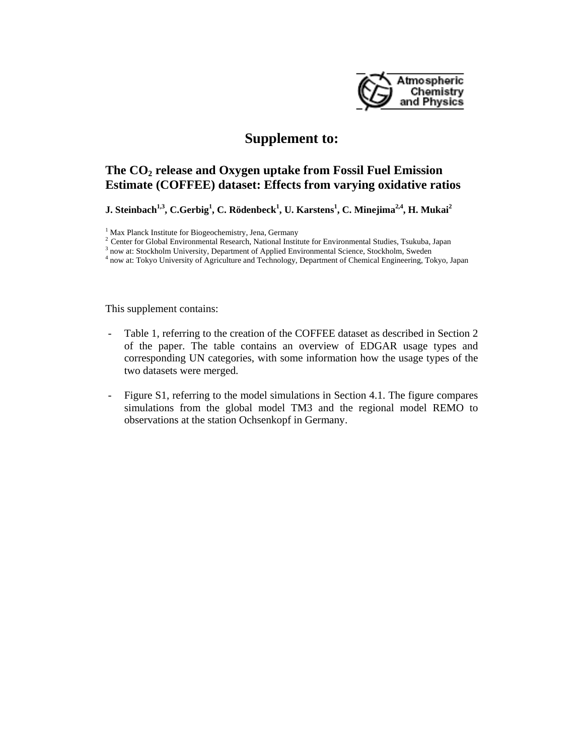# Supplement to:

## The $CO_2$ release and Oxygen uptake from Fossil Fuel Emission Estimate (COFFEE) dataset: Effects from varying oxidative ratios

**J. Steinbach[1,3], C.Gerbig[1], C. Rödenbeck[1], U. Karstens[1], C. Minejima[2,4], H. Mukai[2]**

[1] Max Planck Institute for Biogeochemistry, Jena, Germany
[2] Center for Global Environmental Research, National Institute for Environmental Studies, Tsukuba, Japan
[3] now at: Stockholm University, Department of Applied Environmental Science, Stockholm, Sweden
[4] now at: Tokyo University of Agriculture and Technology, Department of Chemical Engineering, Tokyo, Japan

This supplement contains:

- Table 1, referring to the creation of the COFFEE dataset as described in Section 2 of the paper. The table contains an overview of EDGAR usage types and corresponding UN categories, with some information how the usage types of the two datasets were merged.
- Figure S1, referring to the model simulations in Section 4.1. The figure compares simulations from the global model TM3 and the regional model REMO to observations at the station Ochsenkopf in Germany.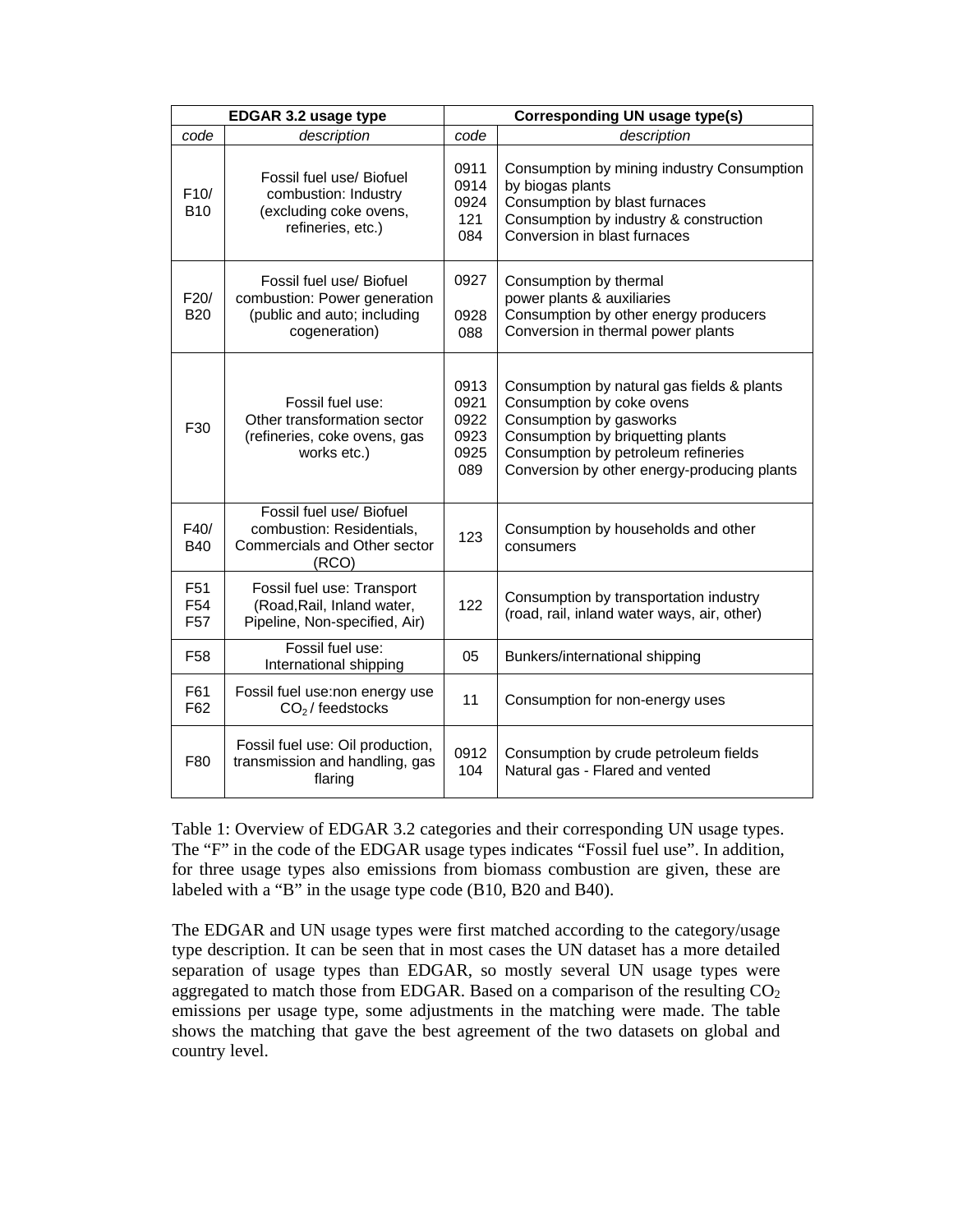| EDGAR 3.2 usage type | | Corresponding UN usage type(s) | |
|---|---|---|---|
| *code* | *description* | *code* | *description* |
| F10/ B10 | Fossil fuel use/ Biofuel combustion: Industry (excluding coke ovens, refineries, etc.) | 0911 0914 0924 121 084 | Consumption by mining industry Consumption by biogas plants Consumption by blast furnaces Consumption by industry & construction Conversion in blast furnaces |
| F20/ B20 | Fossil fuel use/ Biofuel combustion: Power generation (public and auto; including cogeneration) | 0927 0928 088 | Consumption by thermal power plants & auxiliaries Consumption by other energy producers Conversion in thermal power plants |
| F30 | Fossil fuel use: Other transformation sector (refineries, coke ovens, gas works etc.) | 0913 0921 0922 0923 0925 089 | Consumption by natural gas fields & plants Consumption by coke ovens Consumption by gasworks Consumption by briquetting plants Consumption by petroleum refineries Conversion by other energy-producing plants |
| F40/ B40 | Fossil fuel use/ Biofuel combustion: Residentials, Commercials and Other sector (RCO) | 123 | Consumption by households and other consumers |
| F51 F54 F57 | Fossil fuel use: Transport (Road,Rail, Inland water, Pipeline, Non-specified, Air) | 122 | Consumption by transportation industry (road, rail, inland water ways, air, other) |
| F58 | Fossil fuel use: International shipping | 05 | Bunkers/international shipping |
| F61 F62 | Fossil fuel use:non energy use $CO_2$ / feedstocks | 11 | Consumption for non-energy uses |
| F80 | Fossil fuel use: Oil production, transmission and handling, gas flaring | 0912 104 | Consumption by crude petroleum fields Natural gas - Flared and vented |

Table 1: Overview of EDGAR 3.2 categories and their corresponding UN usage types. The "F" in the code of the EDGAR usage types indicates "Fossil fuel use". In addition, for three usage types also emissions from biomass combustion are given, these are labeled with a "B" in the usage type code (B10, B20 and B40).

The EDGAR and UN usage types were first matched according to the category/usage type description. It can be seen that in most cases the UN dataset has a more detailed separation of usage types than EDGAR, so mostly several UN usage types were aggregated to match those from EDGAR. Based on a comparison of the resulting $CO_2$ emissions per usage type, some adjustments in the matching were made. The table shows the matching that gave the best agreement of the two datasets on global and country level.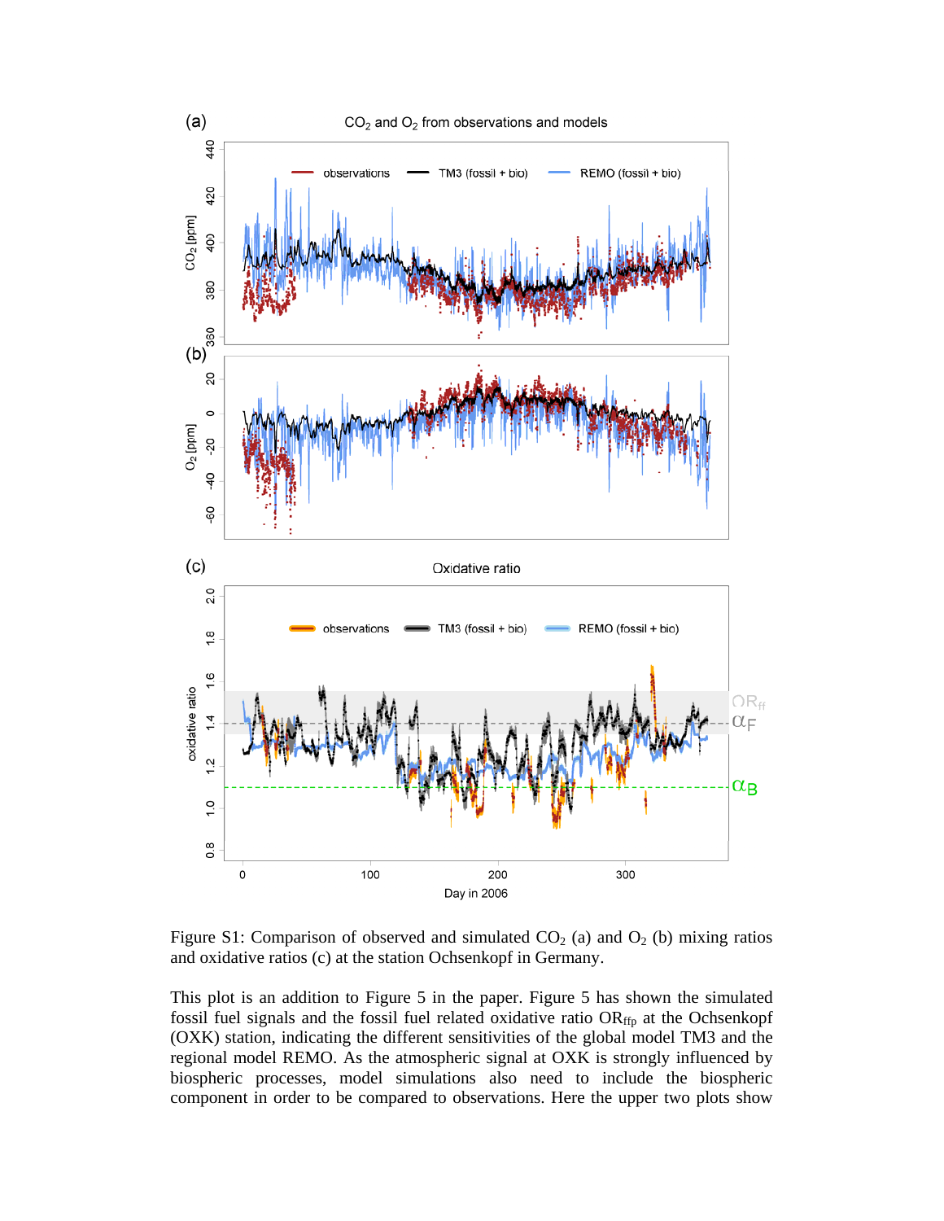Figure S1: Comparison of observed and simulated $CO_2$ (a) and $O_2$ (b) mixing ratios and oxidative ratios (c) at the station Ochsenkopf in Germany.

This plot is an addition to Figure 5 in the paper. Figure 5 has shown the simulated fossil fuel signals and the fossil fuel related oxidative ratio $OR_{ffp}$ at the Ochsenkopf (OXK) station, indicating the different sensitivities of the global model TM3 and the regional model REMO. As the atmospheric signal at OXK is strongly influenced by biospheric processes, model simulations also need to include the biospheric component in order to be compared to observations. Here the upper two plots show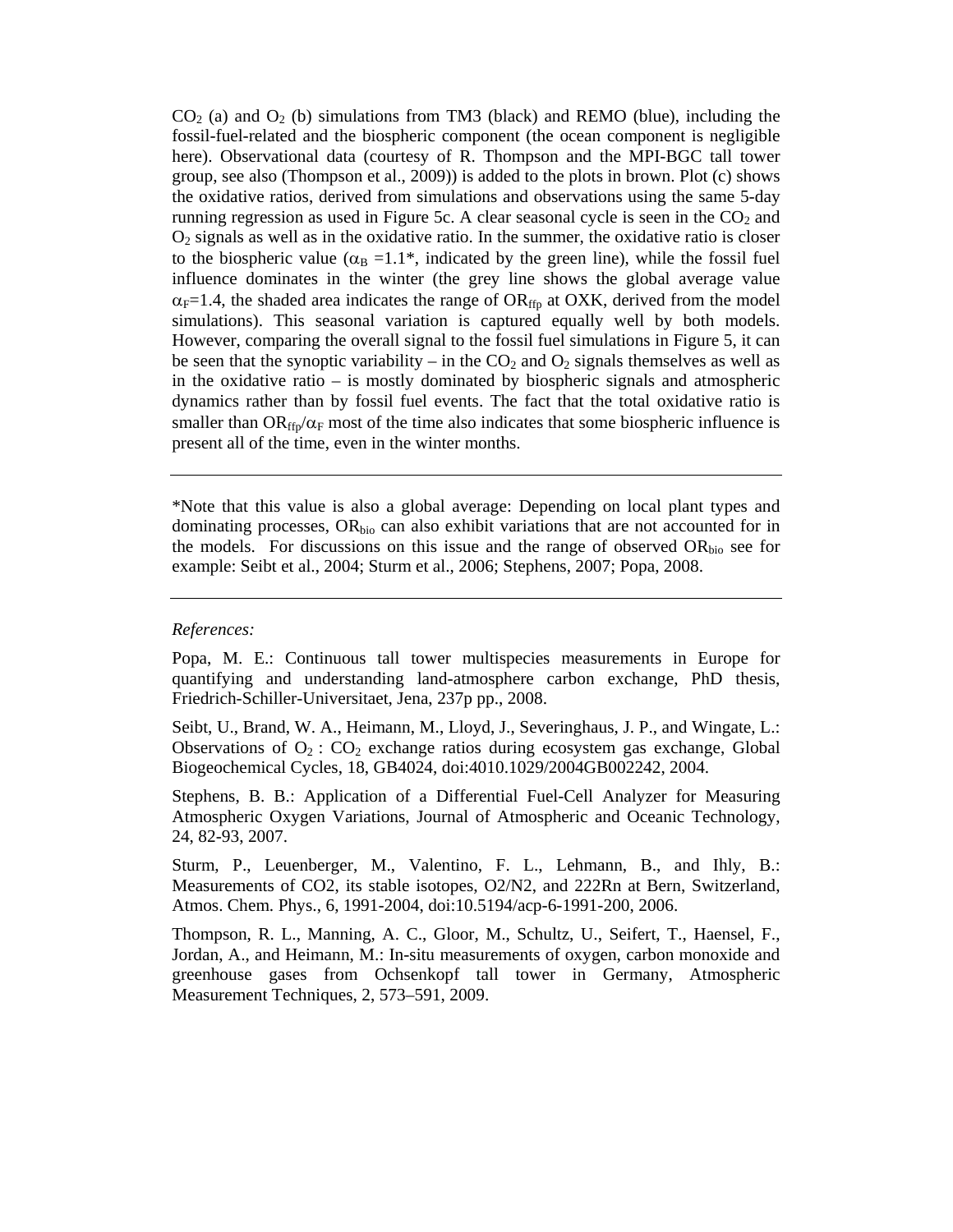$CO_2$ (a) and $O_2$ (b) simulations from TM3 (black) and REMO (blue), including the fossil-fuel-related and the biospheric component (the ocean component is negligible here). Observational data (courtesy of R. Thompson and the MPI-BGC tall tower group, see also (Thompson et al., 2009)) is added to the plots in brown. Plot (c) shows the oxidative ratios, derived from simulations and observations using the same 5-day running regression as used in Figure 5c. A clear seasonal cycle is seen in the $CO_2$ and $O_2$ signals as well as in the oxidative ratio. In the summer, the oxidative ratio is closer to the biospheric value ($\alpha_B$ =1.1*, indicated by the green line), while the fossil fuel influence dominates in the winter (the grey line shows the global average value $\alpha_F$=1.4, the shaded area indicates the range of $OR_{ffp}$ at OXK, derived from the model simulations). This seasonal variation is captured equally well by both models. However, comparing the overall signal to the fossil fuel simulations in Figure 5, it can be seen that the synoptic variability – in the $CO_2$ and $O_2$ signals themselves as well as in the oxidative ratio – is mostly dominated by biospheric signals and atmospheric dynamics rather than by fossil fuel events. The fact that the total oxidative ratio is smaller than $OR_{ffp}/\alpha_F$ most of the time also indicates that some biospheric influence is present all of the time, even in the winter months.

---

*Note that this value is also a global average: Depending on local plant types and dominating processes, $OR_{bio}$ can also exhibit variations that are not accounted for in the models. For discussions on this issue and the range of observed $OR_{bio}$ see for example: Seibt et al., 2004; Sturm et al., 2006; Stephens, 2007; Popa, 2008.

---

*References:*

Popa, M. E.: Continuous tall tower multispecies measurements in Europe for quantifying and understanding land-atmosphere carbon exchange, PhD thesis, Friedrich-Schiller-Universitaet, Jena, 237p pp., 2008.

Seibt, U., Brand, W. A., Heimann, M., Lloyd, J., Severinghaus, J. P., and Wingate, L.: Observations of $O_2$ : $CO_2$ exchange ratios during ecosystem gas exchange, Global Biogeochemical Cycles, 18, GB4024, doi:4010.1029/2004GB002242, 2004.

Stephens, B. B.: Application of a Differential Fuel-Cell Analyzer for Measuring Atmospheric Oxygen Variations, Journal of Atmospheric and Oceanic Technology, 24, 82-93, 2007.

Sturm, P., Leuenberger, M., Valentino, F. L., Lehmann, B., and Ihly, B.: Measurements of CO2, its stable isotopes, O2/N2, and 222Rn at Bern, Switzerland, Atmos. Chem. Phys., 6, 1991-2004, doi:10.5194/acp-6-1991-200, 2006.

Thompson, R. L., Manning, A. C., Gloor, M., Schultz, U., Seifert, T., Haensel, F., Jordan, A., and Heimann, M.: In-situ measurements of oxygen, carbon monoxide and greenhouse gases from Ochsenkopf tall tower in Germany, Atmospheric Measurement Techniques, 2, 573–591, 2009.